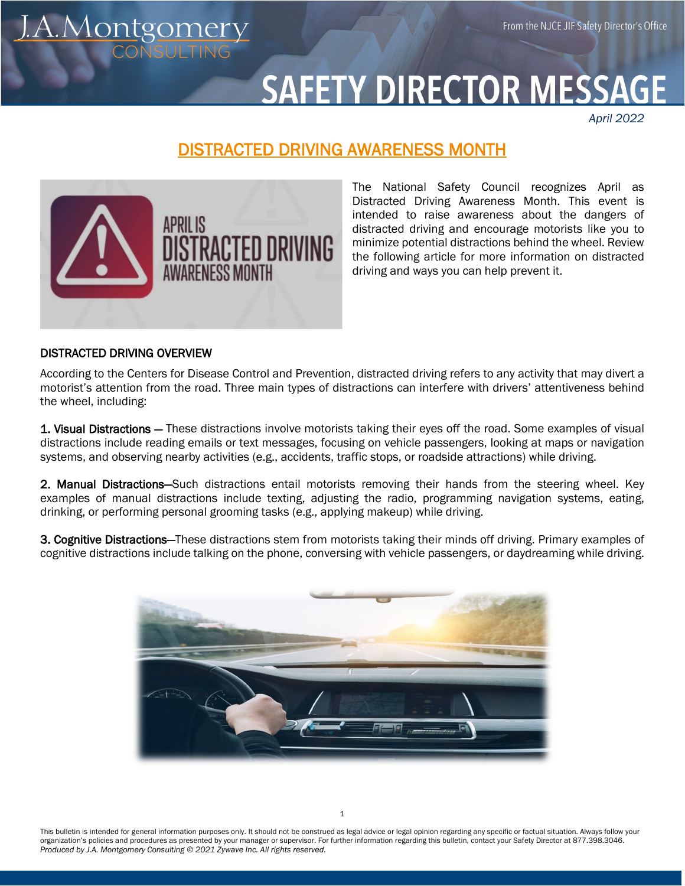J.A.Montgomery CONSULTING

From the NJCE JIF Safety Director's Office

# SAFETY DIRECTOR MESSAGE

*April 2022*

## DISTRACTED DRIVING AWARENESS MONTH

APRIL IS DISTRACTED DRIVING AWARENESS MONTH

The National Safety Council recognizes April as Distracted Driving Awareness Month. This event is intended to raise awareness about the dangers of distracted driving and encourage motorists like you to minimize potential distractions behind the wheel. Review the following article for more information on distracted driving and ways you can help prevent it.

### DISTRACTED DRIVING OVERVIEW

According to the Centers for Disease Control and Prevention, distracted driving refers to any activity that may divert a motorist's attention from the road. Three main types of distractions can interfere with drivers' attentiveness behind the wheel, including:

**1. Visual Distractions** — These distractions involve motorists taking their eyes off the road. Some examples of visual distractions include reading emails or text messages, focusing on vehicle passengers, looking at maps or navigation systems, and observing nearby activities (e.g., accidents, traffic stops, or roadside attractions) while driving.

**2. Manual Distractions**—Such distractions entail motorists removing their hands from the steering wheel. Key examples of manual distractions include texting, adjusting the radio, programming navigation systems, eating, drinking, or performing personal grooming tasks (e.g., applying makeup) while driving.

**3. Cognitive Distractions**—These distractions stem from motorists taking their minds off driving. Primary examples of cognitive distractions include talking on the phone, conversing with vehicle passengers, or daydreaming while driving.

This bulletin is intended for general information purposes only. It should not be construed as legal advice or legal opinion regarding any specific or factual situation. Always follow your organization's policies and procedures as presented by your manager or supervisor. For further information regarding this bulletin, contact your Safety Director at 877.398.3046.
*Produced by J.A. Montgomery Consulting © 2021 Zywave Inc. All rights reserved.*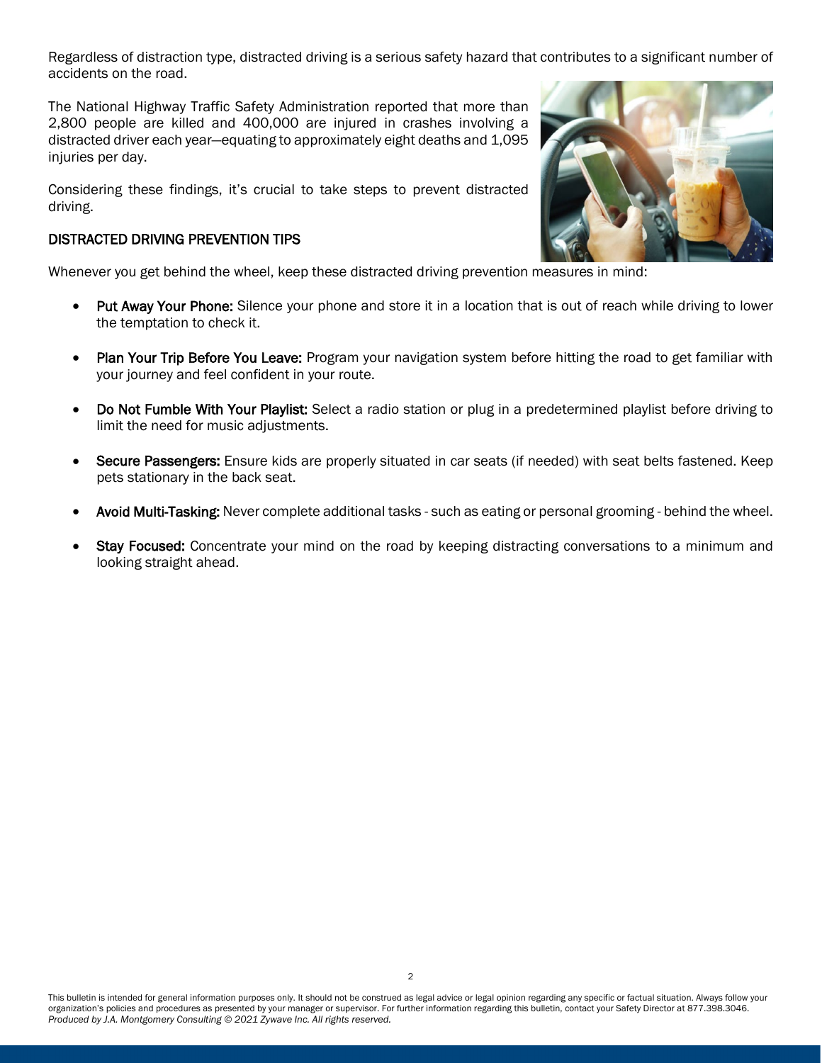Regardless of distraction type, distracted driving is a serious safety hazard that contributes to a significant number of accidents on the road.

The National Highway Traffic Safety Administration reported that more than 2,800 people are killed and 400,000 are injured in crashes involving a distracted driver each year—equating to approximately eight deaths and 1,095 injuries per day.

Considering these findings, it's crucial to take steps to prevent distracted driving.

## DISTRACTED DRIVING PREVENTION TIPS

Whenever you get behind the wheel, keep these distracted driving prevention measures in mind:

- **Put Away Your Phone:** Silence your phone and store it in a location that is out of reach while driving to lower the temptation to check it.
- **Plan Your Trip Before You Leave:** Program your navigation system before hitting the road to get familiar with your journey and feel confident in your route.
- **Do Not Fumble With Your Playlist:** Select a radio station or plug in a predetermined playlist before driving to limit the need for music adjustments.
- **Secure Passengers:** Ensure kids are properly situated in car seats (if needed) with seat belts fastened. Keep pets stationary in the back seat.
- **Avoid Multi-Tasking:** Never complete additional tasks - such as eating or personal grooming - behind the wheel.
- **Stay Focused:** Concentrate your mind on the road by keeping distracting conversations to a minimum and looking straight ahead.

This bulletin is intended for general information purposes only. It should not be construed as legal advice or legal opinion regarding any specific or factual situation. Always follow your organization's policies and procedures as presented by your manager or supervisor. For further information regarding this bulletin, contact your Safety Director at 877.398.3046.
*Produced by J.A. Montgomery Consulting © 2021 Zywave Inc. All rights reserved.*